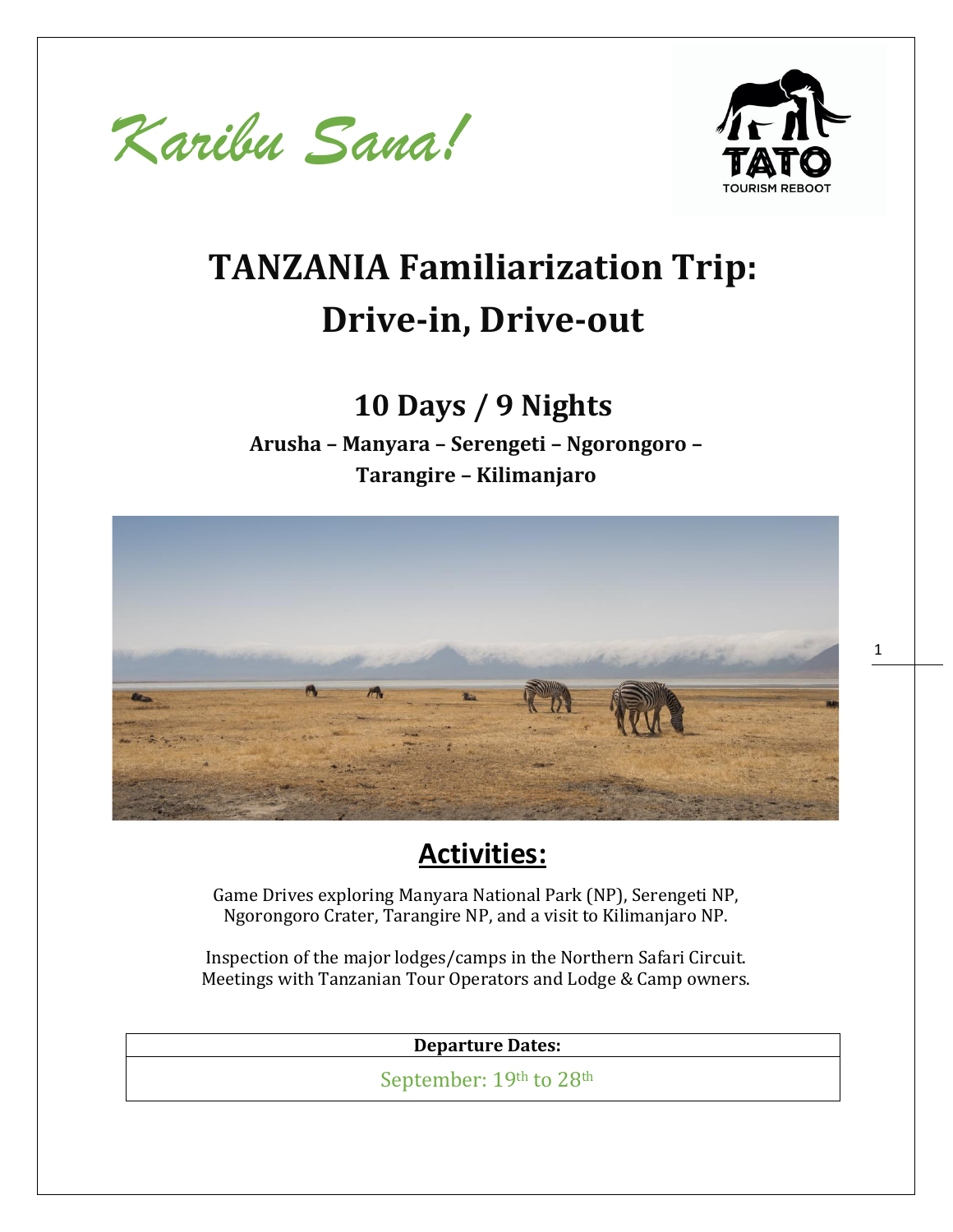*Karibu Sana!*

# TANZANIA Familiarization Trip: Drive-in, Drive-out

## 10 Days / 9 Nights

**Arusha – Manyara – Serengeti – Ngorongoro – Tarangire – Kilimanjaro**

## Activities:

Game Drives exploring Manyara National Park (NP), Serengeti NP, Ngorongoro Crater, Tarangire NP, and a visit to Kilimanjaro NP.

Inspection of the major lodges/camps in the Northern Safari Circuit. Meetings with Tanzanian Tour Operators and Lodge & Camp owners.

| **Departure Dates:** |
| --- |
| September: 19th to 28th |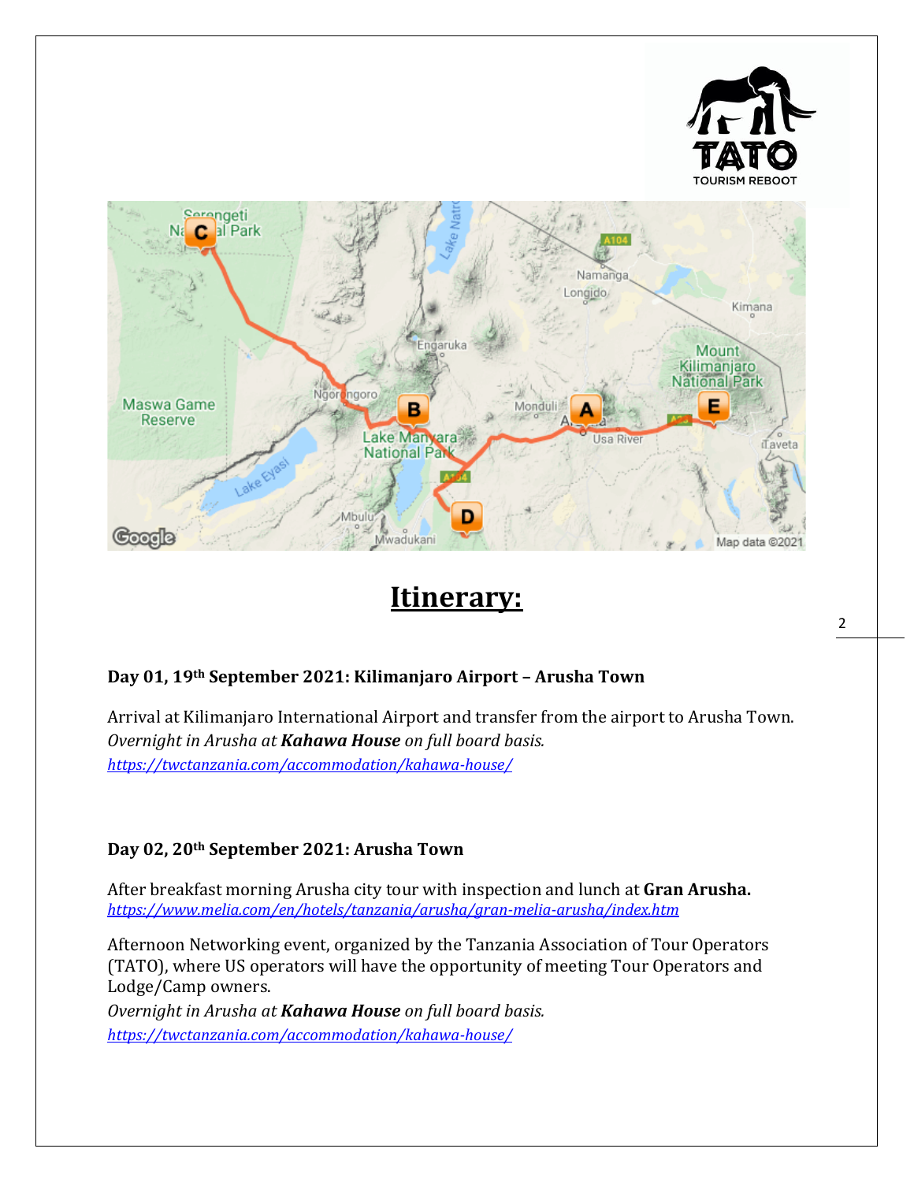## Itinerary:

### Day 01, 19th September 2021: Kilimanjaro Airport – Arusha Town

Arrival at Kilimanjaro International Airport and transfer from the airport to Arusha Town.
*Overnight in Arusha at **Kahawa House** on full board basis.*
*https://twctanzania.com/accommodation/kahawa-house/*

### Day 02, 20th September 2021: Arusha Town

After breakfast morning Arusha city tour with inspection and lunch at **Gran Arusha.**
*https://www.melia.com/en/hotels/tanzania/arusha/gran-melia-arusha/index.htm*

Afternoon Networking event, organized by the Tanzania Association of Tour Operators (TATO), where US operators will have the opportunity of meeting Tour Operators and Lodge/Camp owners.
*Overnight in Arusha at **Kahawa House** on full board basis.*
*https://twctanzania.com/accommodation/kahawa-house/*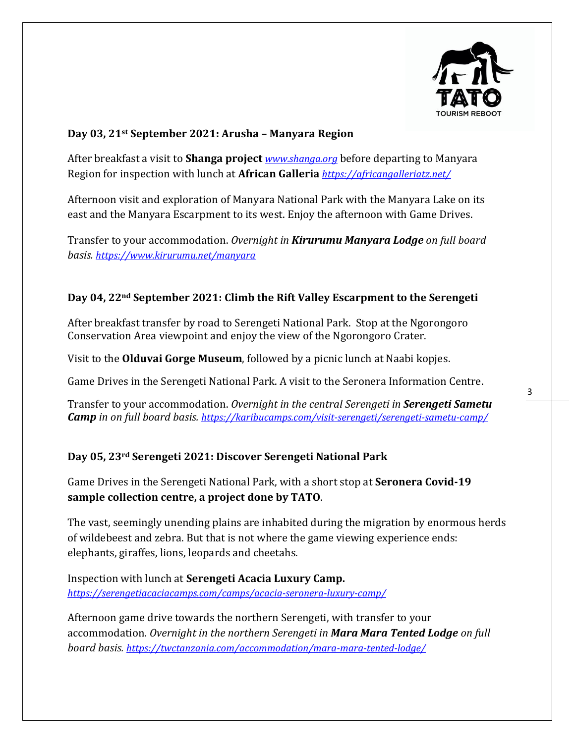### Day 03, 21st September 2021: Arusha – Manyara Region

After breakfast a visit to **Shanga project** *www.shanga.org* before departing to Manyara Region for inspection with lunch at **African Galleria** *https://africangalleriatz.net/*

Afternoon visit and exploration of Manyara National Park with the Manyara Lake on its east and the Manyara Escarpment to its west. Enjoy the afternoon with Game Drives.

Transfer to your accommodation. *Overnight in **Kirurumu Manyara Lodge** on full board basis. https://www.kirurumu.net/manyara*

### Day 04, 22nd September 2021: Climb the Rift Valley Escarpment to the Serengeti

After breakfast transfer by road to Serengeti National Park. Stop at the Ngorongoro Conservation Area viewpoint and enjoy the view of the Ngorongoro Crater.

Visit to the **Olduvai Gorge Museum**, followed by a picnic lunch at Naabi kopjes.

Game Drives in the Serengeti National Park. A visit to the Seronera Information Centre.

Transfer to your accommodation. *Overnight in the central Serengeti in **Serengeti Sametu Camp** in on full board basis. https://karibucamps.com/visit-serengeti/serengeti-sametu-camp/*

### Day 05, 23rd Serengeti 2021: Discover Serengeti National Park

Game Drives in the Serengeti National Park, with a short stop at **Seronera Covid-19 sample collection centre, a project done by TATO**.

The vast, seemingly unending plains are inhabited during the migration by enormous herds of wildebeest and zebra. But that is not where the game viewing experience ends: elephants, giraffes, lions, leopards and cheetahs.

Inspection with lunch at **Serengeti Acacia Luxury Camp.**
*https://serengetiacaciacamps.com/camps/acacia-seronera-luxury-camp/*

Afternoon game drive towards the northern Serengeti, with transfer to your accommodation. *Overnight in the northern Serengeti in **Mara Mara Tented Lodge** on full board basis. https://twctanzania.com/accommodation/mara-mara-tented-lodge/*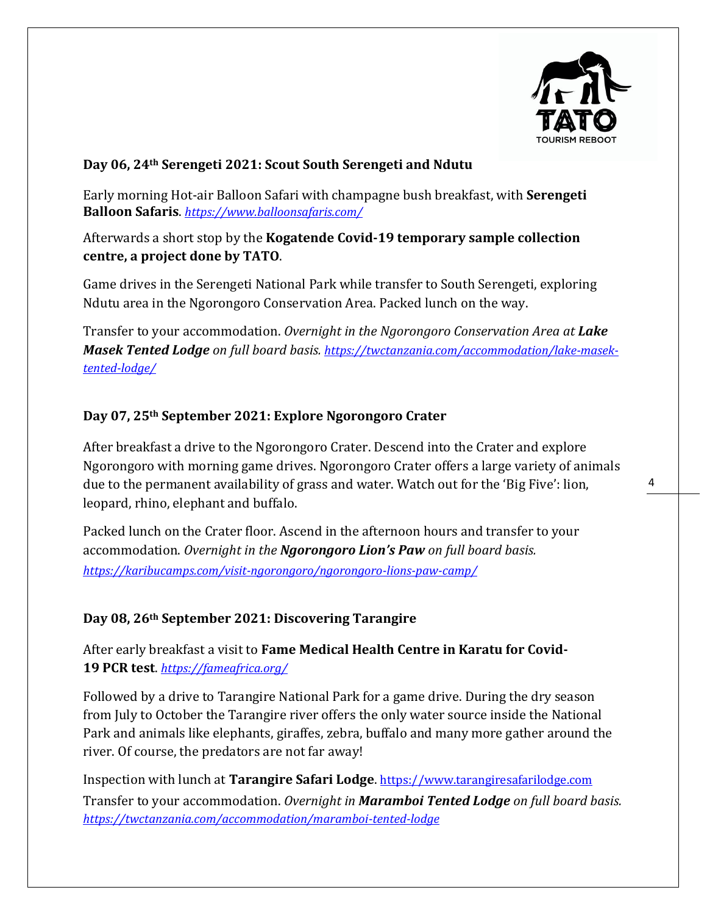### Day 06, 24th Serengeti 2021: Scout South Serengeti and Ndutu

Early morning Hot-air Balloon Safari with champagne bush breakfast, with **Serengeti Balloon Safaris**. *https://www.balloonsafaris.com/*

Afterwards a short stop by the **Kogatende Covid-19 temporary sample collection centre, a project done by TATO**.

Game drives in the Serengeti National Park while transfer to South Serengeti, exploring Ndutu area in the Ngorongoro Conservation Area. Packed lunch on the way.

Transfer to your accommodation. *Overnight in the Ngorongoro Conservation Area at **Lake Masek Tented Lodge** on full board basis. https://twctanzania.com/accommodation/lake-masek-tented-lodge/*

### Day 07, 25th September 2021: Explore Ngorongoro Crater

After breakfast a drive to the Ngorongoro Crater. Descend into the Crater and explore Ngorongoro with morning game drives. Ngorongoro Crater offers a large variety of animals due to the permanent availability of grass and water. Watch out for the 'Big Five': lion, leopard, rhino, elephant and buffalo.

Packed lunch on the Crater floor. Ascend in the afternoon hours and transfer to your accommodation. *Overnight in the **Ngorongoro Lion's Paw** on full board basis.*
*https://karibucamps.com/visit-ngorongoro/ngorongoro-lions-paw-camp/*

### Day 08, 26th September 2021: Discovering Tarangire

After early breakfast a visit to **Fame Medical Health Centre in Karatu for Covid-19 PCR test**. *https://fameafrica.org/*

Followed by a drive to Tarangire National Park for a game drive. During the dry season from July to October the Tarangire river offers the only water source inside the National Park and animals like elephants, giraffes, zebra, buffalo and many more gather around the river. Of course, the predators are not far away!

Inspection with lunch at **Tarangire Safari Lodge**. https://www.tarangiresafarilodge.com
Transfer to your accommodation. *Overnight in **Maramboi Tented Lodge** on full board basis.*
*https://twctanzania.com/accommodation/maramboi-tented-lodge*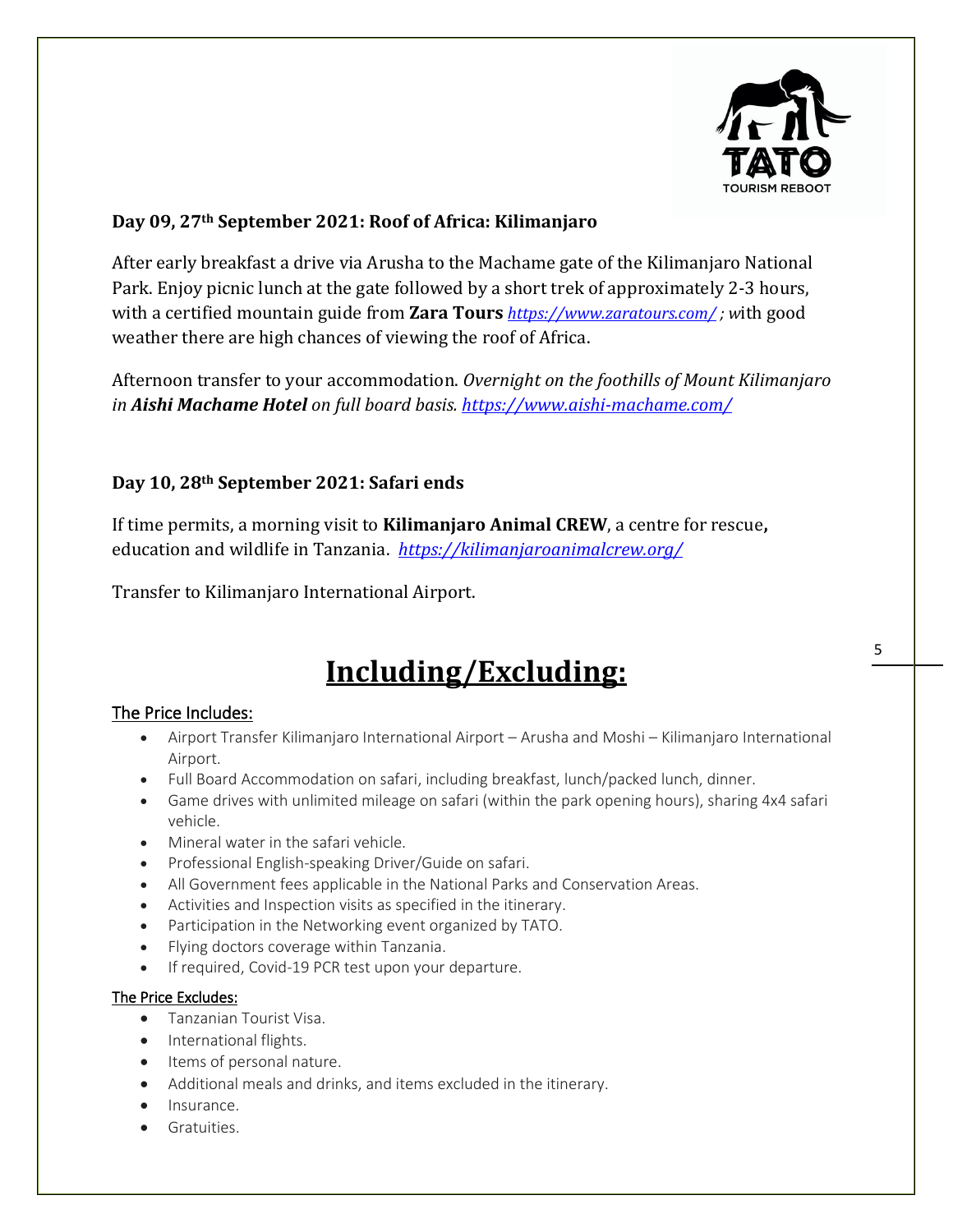**Day 09, 27th September 2021: Roof of Africa: Kilimanjaro**

After early breakfast a drive via Arusha to the Machame gate of the Kilimanjaro National Park. Enjoy picnic lunch at the gate followed by a short trek of approximately 2-3 hours, with a certified mountain guide from **Zara Tours** *https://www.zaratours.com/* ; *w*ith good weather there are high chances of viewing the roof of Africa.

Afternoon transfer to your accommodation. *Overnight on the foothills of Mount Kilimanjaro in* ***Aishi Machame Hotel*** *on full board basis.* *https://www.aishi-machame.com/*

**Day 10, 28th September 2021: Safari ends**

If time permits, a morning visit to **Kilimanjaro Animal CREW**, a centre for rescue**,** education and wildlife in Tanzania. *https://kilimanjaroanimalcrew.org/*

Transfer to Kilimanjaro International Airport.

# Including/Excluding:

## The Price Includes:

- Airport Transfer Kilimanjaro International Airport – Arusha and Moshi – Kilimanjaro International Airport.
- Full Board Accommodation on safari, including breakfast, lunch/packed lunch, dinner.
- Game drives with unlimited mileage on safari (within the park opening hours), sharing 4x4 safari vehicle.
- Mineral water in the safari vehicle.
- Professional English-speaking Driver/Guide on safari.
- All Government fees applicable in the National Parks and Conservation Areas.
- Activities and Inspection visits as specified in the itinerary.
- Participation in the Networking event organized by TATO.
- Flying doctors coverage within Tanzania.
- If required, Covid-19 PCR test upon your departure.

## The Price Excludes:

- Tanzanian Tourist Visa.
- International flights.
- Items of personal nature.
- Additional meals and drinks, and items excluded in the itinerary.
- Insurance.
- Gratuities.